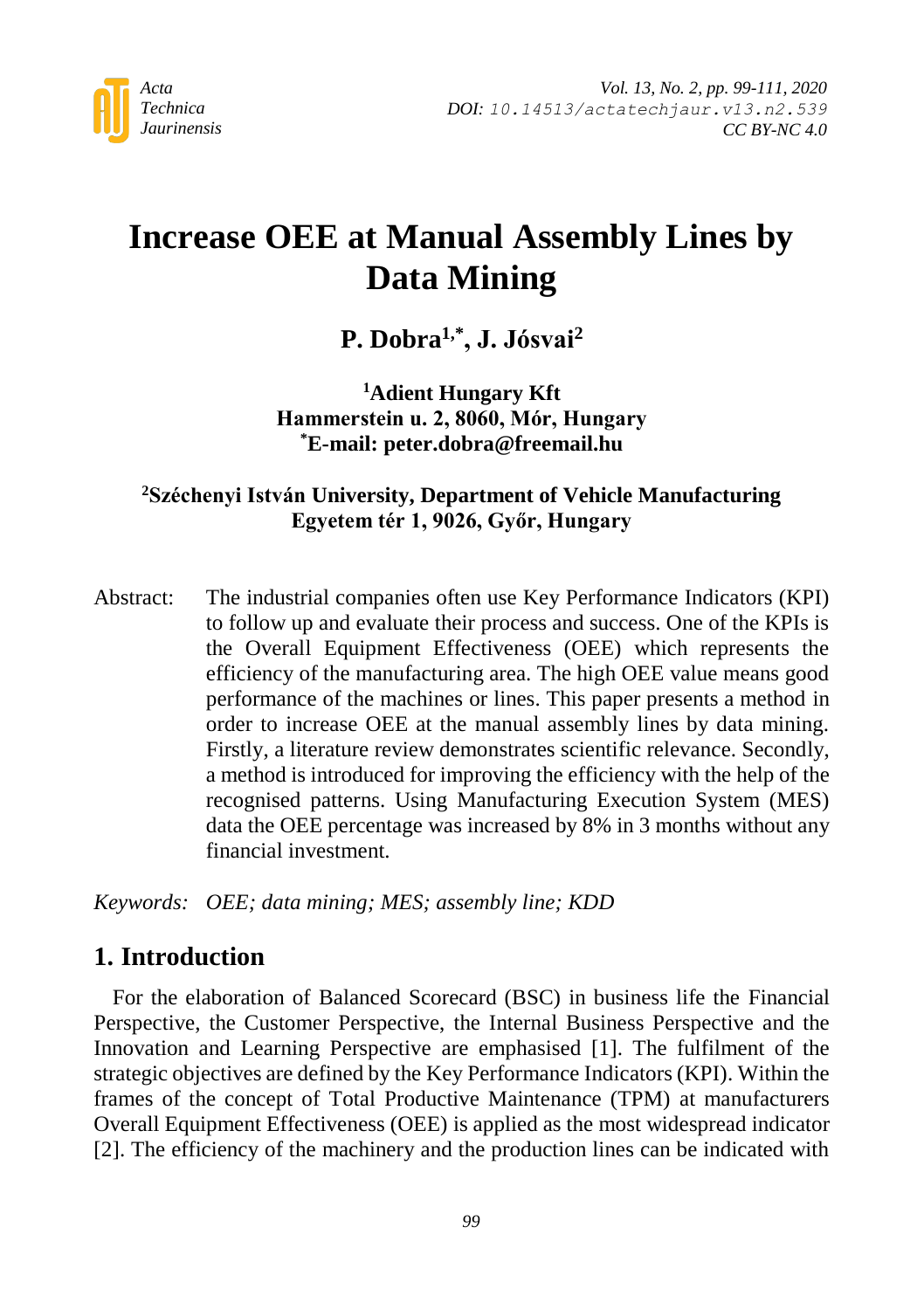# Increase OEE at Manual Assembly Lines by Data Mining

**P. Dobra[1,*], J. Jósvai[2]**

**[1]Adient Hungary Kft**
**Hammerstein u. 2, 8060, Mór, Hungary**
**[*]E-mail: peter.dobra@freemail.hu**

**[2]Széchenyi István University, Department of Vehicle Manufacturing**
**Egyetem tér 1, 9026, Győr, Hungary**

Abstract: The industrial companies often use Key Performance Indicators (KPI) to follow up and evaluate their process and success. One of the KPIs is the Overall Equipment Effectiveness (OEE) which represents the efficiency of the manufacturing area. The high OEE value means good performance of the machines or lines. This paper presents a method in order to increase OEE at the manual assembly lines by data mining. Firstly, a literature review demonstrates scientific relevance. Secondly, a method is introduced for improving the efficiency with the help of the recognised patterns. Using Manufacturing Execution System (MES) data the OEE percentage was increased by 8% in 3 months without any financial investment.

*Keywords: OEE; data mining; MES; assembly line; KDD*

## 1. Introduction

For the elaboration of Balanced Scorecard (BSC) in business life the Financial Perspective, the Customer Perspective, the Internal Business Perspective and the Innovation and Learning Perspective are emphasised [1]. The fulfilment of the strategic objectives are defined by the Key Performance Indicators (KPI). Within the frames of the concept of Total Productive Maintenance (TPM) at manufacturers Overall Equipment Effectiveness (OEE) is applied as the most widespread indicator [2]. The efficiency of the machinery and the production lines can be indicated with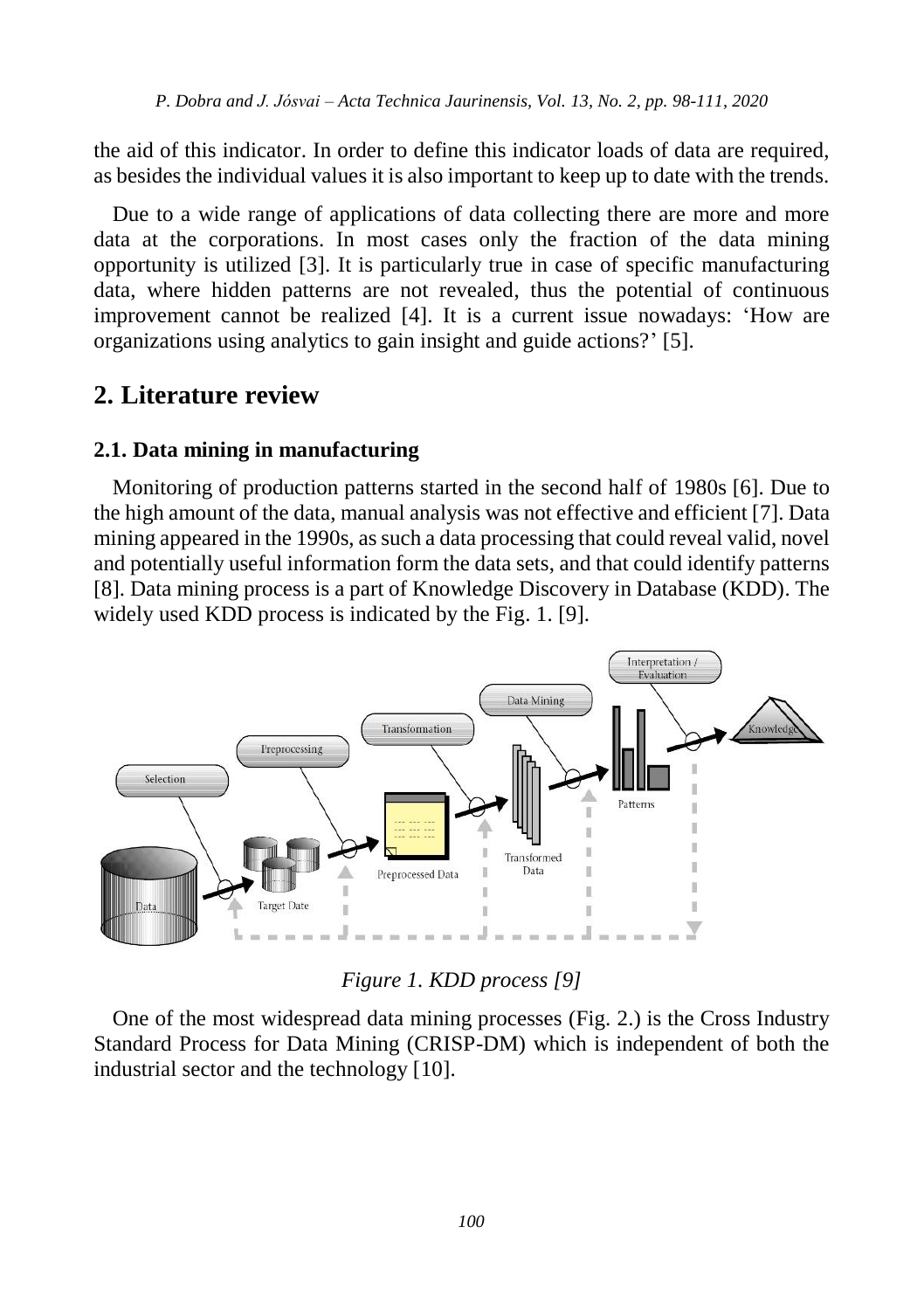the aid of this indicator. In order to define this indicator loads of data are required, as besides the individual values it is also important to keep up to date with the trends.

Due to a wide range of applications of data collecting there are more and more data at the corporations. In most cases only the fraction of the data mining opportunity is utilized [3]. It is particularly true in case of specific manufacturing data, where hidden patterns are not revealed, thus the potential of continuous improvement cannot be realized [4]. It is a current issue nowadays: 'How are organizations using analytics to gain insight and guide actions?' [5].

## 2. Literature review

### 2.1. Data mining in manufacturing

Monitoring of production patterns started in the second half of 1980s [6]. Due to the high amount of the data, manual analysis was not effective and efficient [7]. Data mining appeared in the 1990s, as such a data processing that could reveal valid, novel and potentially useful information form the data sets, and that could identify patterns [8]. Data mining process is a part of Knowledge Discovery in Database (KDD). The widely used KDD process is indicated by the Fig. 1. [9].

*Figure 1. KDD process [9]*

One of the most widespread data mining processes (Fig. 2.) is the Cross Industry Standard Process for Data Mining (CRISP-DM) which is independent of both the industrial sector and the technology [10].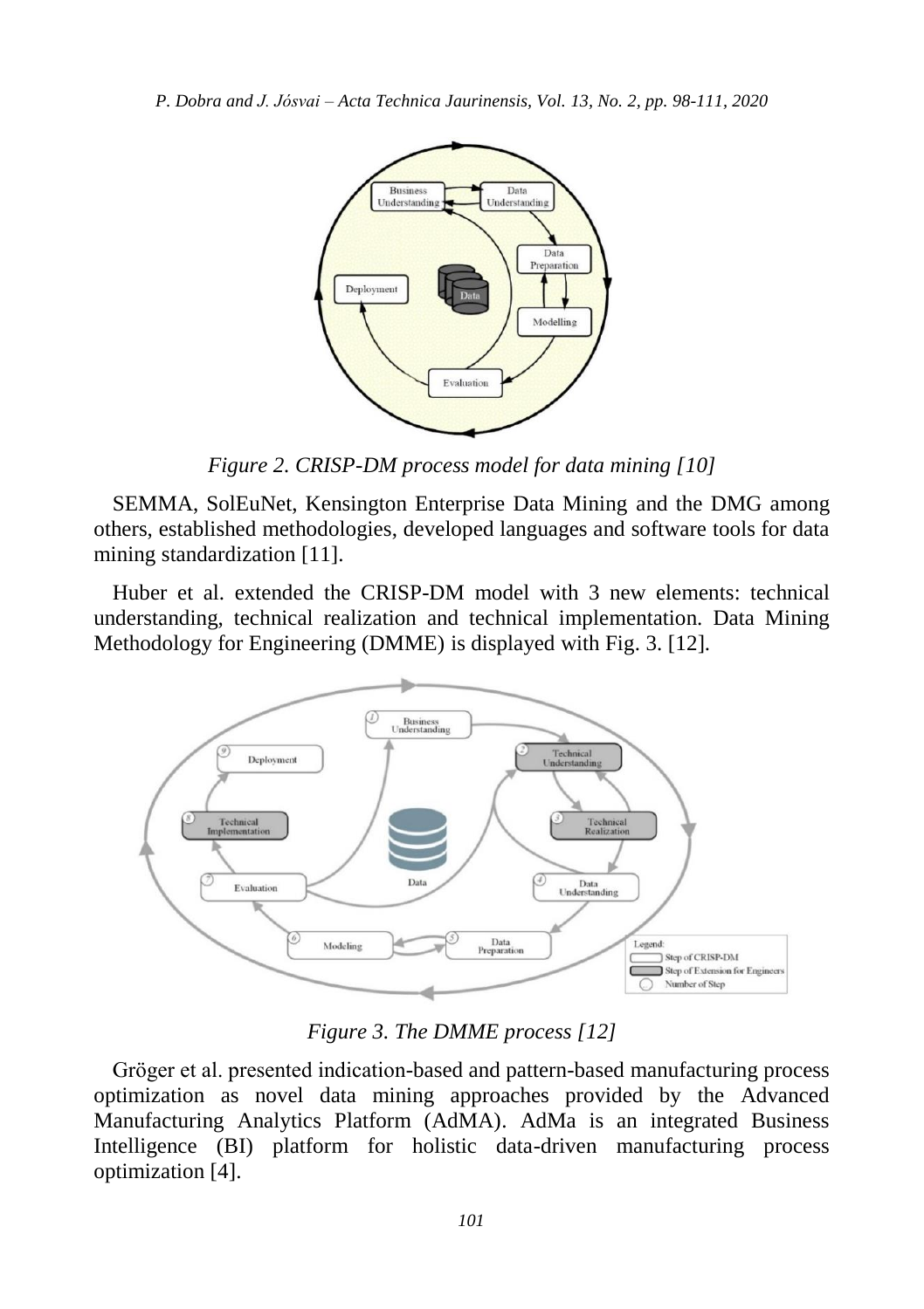Figure 2. CRISP-DM process model for data mining [10]

SEMMA, SolEuNet, Kensington Enterprise Data Mining and the DMG among others, established methodologies, developed languages and software tools for data mining standardization [11].

Huber et al. extended the CRISP-DM model with 3 new elements: technical understanding, technical realization and technical implementation. Data Mining Methodology for Engineering (DMME) is displayed with Fig. 3. [12].

Figure 3. The DMME process [12]

Gröger et al. presented indication-based and pattern-based manufacturing process optimization as novel data mining approaches provided by the Advanced Manufacturing Analytics Platform (AdMA). AdMa is an integrated Business Intelligence (BI) platform for holistic data-driven manufacturing process optimization [4].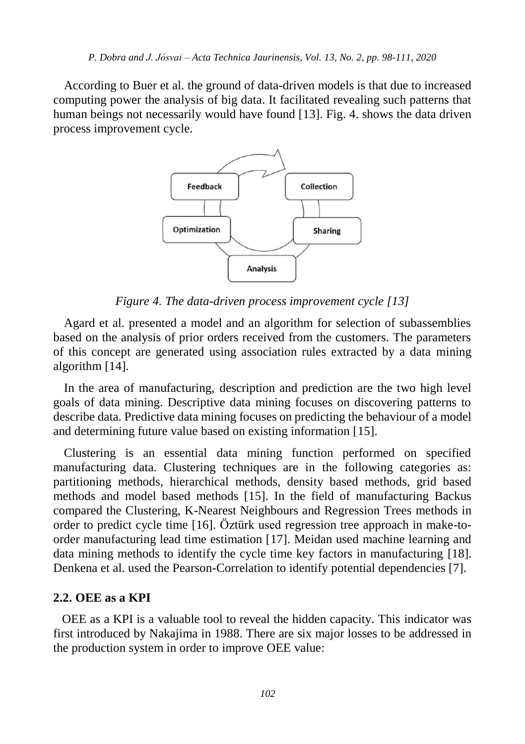According to Buer et al. the ground of data-driven models is that due to increased computing power the analysis of big data. It facilitated revealing such patterns that human beings not necessarily would have found [13]. Fig. 4. shows the data driven process improvement cycle.

*Figure 4. The data-driven process improvement cycle [13]*

Agard et al. presented a model and an algorithm for selection of subassemblies based on the analysis of prior orders received from the customers. The parameters of this concept are generated using association rules extracted by a data mining algorithm [14].

In the area of manufacturing, description and prediction are the two high level goals of data mining. Descriptive data mining focuses on discovering patterns to describe data. Predictive data mining focuses on predicting the behaviour of a model and determining future value based on existing information [15].

Clustering is an essential data mining function performed on specified manufacturing data. Clustering techniques are in the following categories as: partitioning methods, hierarchical methods, density based methods, grid based methods and model based methods [15]. In the field of manufacturing Backus compared the Clustering, K-Nearest Neighbours and Regression Trees methods in order to predict cycle time [16]. Öztürk used regression tree approach in make-to-order manufacturing lead time estimation [17]. Meidan used machine learning and data mining methods to identify the cycle time key factors in manufacturing [18]. Denkena et al. used the Pearson-Correlation to identify potential dependencies [7].

## 2.2. OEE as a KPI

OEE as a KPI is a valuable tool to reveal the hidden capacity. This indicator was first introduced by Nakajima in 1988. There are six major losses to be addressed in the production system in order to improve OEE value: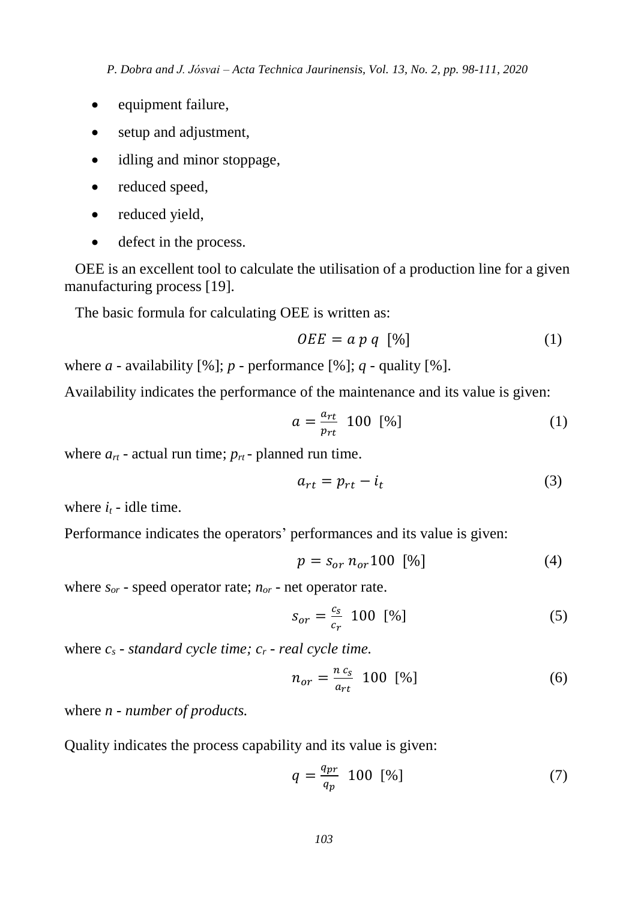- equipment failure,
- setup and adjustment,
- idling and minor stoppage,
- reduced speed,
- reduced yield,
- defect in the process.

OEE is an excellent tool to calculate the utilisation of a production line for a given manufacturing process [19].

The basic formula for calculating OEE is written as:

$$OEE = a\,p\,q \;\; [\%] \tag{1}$$

where $a$ - availability [%]; $p$ - performance [%]; $q$ - quality [%].

Availability indicates the performance of the maintenance and its value is given:

$$a = \frac{a_{rt}}{p_{rt}} \;\; 100 \;\; [\%] \tag{1}$$

where $a_{rt}$ - actual run time; $p_{rt}$ - planned run time.

$$a_{rt} = p_{rt} - i_t \tag{3}$$

where $i_t$ - idle time.

Performance indicates the operators' performances and its value is given:

$$p = s_{or}\, n_{or} 100 \;\; [\%] \tag{4}$$

where $s_{or}$ - speed operator rate; $n_{or}$ - net operator rate.

$$s_{or} = \frac{c_s}{c_r} \;\; 100 \;\; [\%] \tag{5}$$

where $c_s$ - *standard cycle time;* $c_r$ - *real cycle time.*

$$n_{or} = \frac{n\, c_s}{a_{rt}} \;\; 100 \;\; [\%] \tag{6}$$

where $n$ - *number of products.*

Quality indicates the process capability and its value is given:

$$q = \frac{q_{pr}}{q_p} \;\; 100 \;\; [\%] \tag{7}$$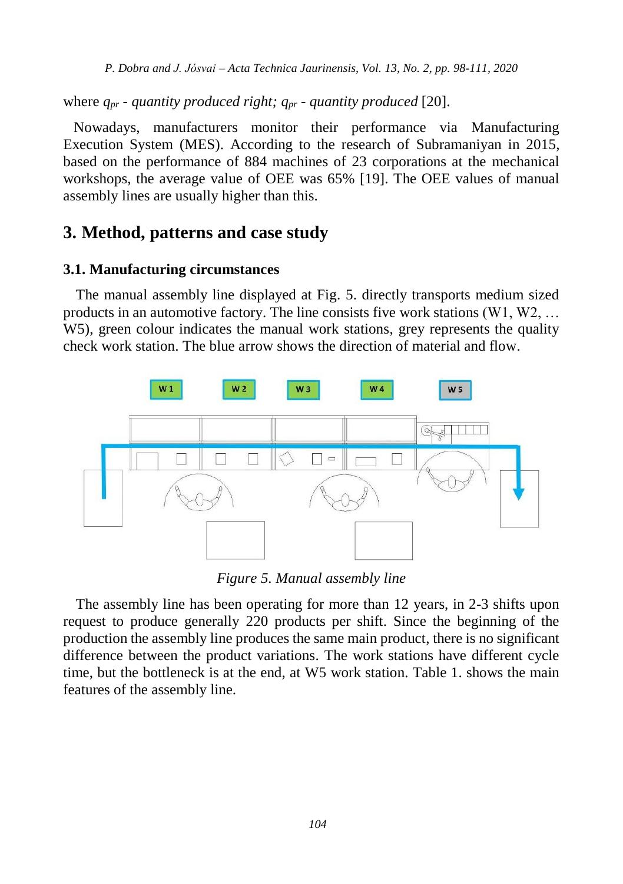where $q_{pr}$ - *quantity produced right;* $q_{pr}$ - *quantity produced* [20].

Nowadays, manufacturers monitor their performance via Manufacturing Execution System (MES). According to the research of Subramaniyan in 2015, based on the performance of 884 machines of 23 corporations at the mechanical workshops, the average value of OEE was 65% [19]. The OEE values of manual assembly lines are usually higher than this.

## 3. Method, patterns and case study

### 3.1. Manufacturing circumstances

The manual assembly line displayed at Fig. 5. directly transports medium sized products in an automotive factory. The line consists five work stations (W1, W2, … W5), green colour indicates the manual work stations, grey represents the quality check work station. The blue arrow shows the direction of material and flow.

*Figure 5. Manual assembly line*

The assembly line has been operating for more than 12 years, in 2-3 shifts upon request to produce generally 220 products per shift. Since the beginning of the production the assembly line produces the same main product, there is no significant difference between the product variations. The work stations have different cycle time, but the bottleneck is at the end, at W5 work station. Table 1. shows the main features of the assembly line.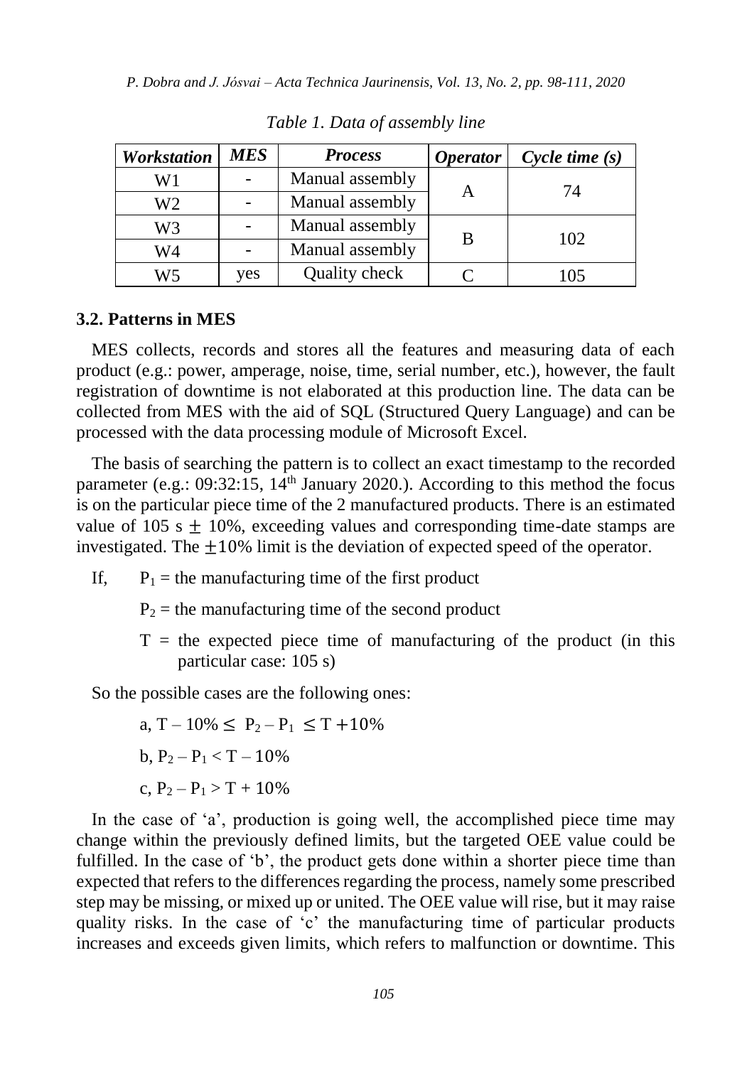*Table 1. Data of assembly line*

| *Workstation* | *MES* | *Process* | *Operator* | *Cycle time (s)* |
|---|---|---|---|---|
| W1 | - | Manual assembly | A | 74 |
| W2 | - | Manual assembly | | |
| W3 | - | Manual assembly | B | 102 |
| W4 | - | Manual assembly | | |
| W5 | yes | Quality check | C | 105 |

### 3.2. Patterns in MES

MES collects, records and stores all the features and measuring data of each product (e.g.: power, amperage, noise, time, serial number, etc.), however, the fault registration of downtime is not elaborated at this production line. The data can be collected from MES with the aid of SQL (Structured Query Language) and can be processed with the data processing module of Microsoft Excel.

The basis of searching the pattern is to collect an exact timestamp to the recorded parameter (e.g.: 09:32:15, 14th January 2020.). According to this method the focus is on the particular piece time of the 2 manufactured products. There is an estimated value of 105 s $\pm$ 10%, exceeding values and corresponding time-date stamps are investigated. The $\pm 10\%$ limit is the deviation of expected speed of the operator.

If, $P_1$ = the manufacturing time of the first product

$P_2$ = the manufacturing time of the second product

T = the expected piece time of manufacturing of the product (in this particular case: 105 s)

So the possible cases are the following ones:

a, $T - 10\% \leq P_2 - P_1 \leq T + 10\%$

b, $P_2 - P_1 < T - 10\%$

c, $P_2 - P_1 > T + 10\%$

In the case of 'a', production is going well, the accomplished piece time may change within the previously defined limits, but the targeted OEE value could be fulfilled. In the case of 'b', the product gets done within a shorter piece time than expected that refers to the differences regarding the process, namely some prescribed step may be missing, or mixed up or united. The OEE value will rise, but it may raise quality risks. In the case of 'c' the manufacturing time of particular products increases and exceeds given limits, which refers to malfunction or downtime. This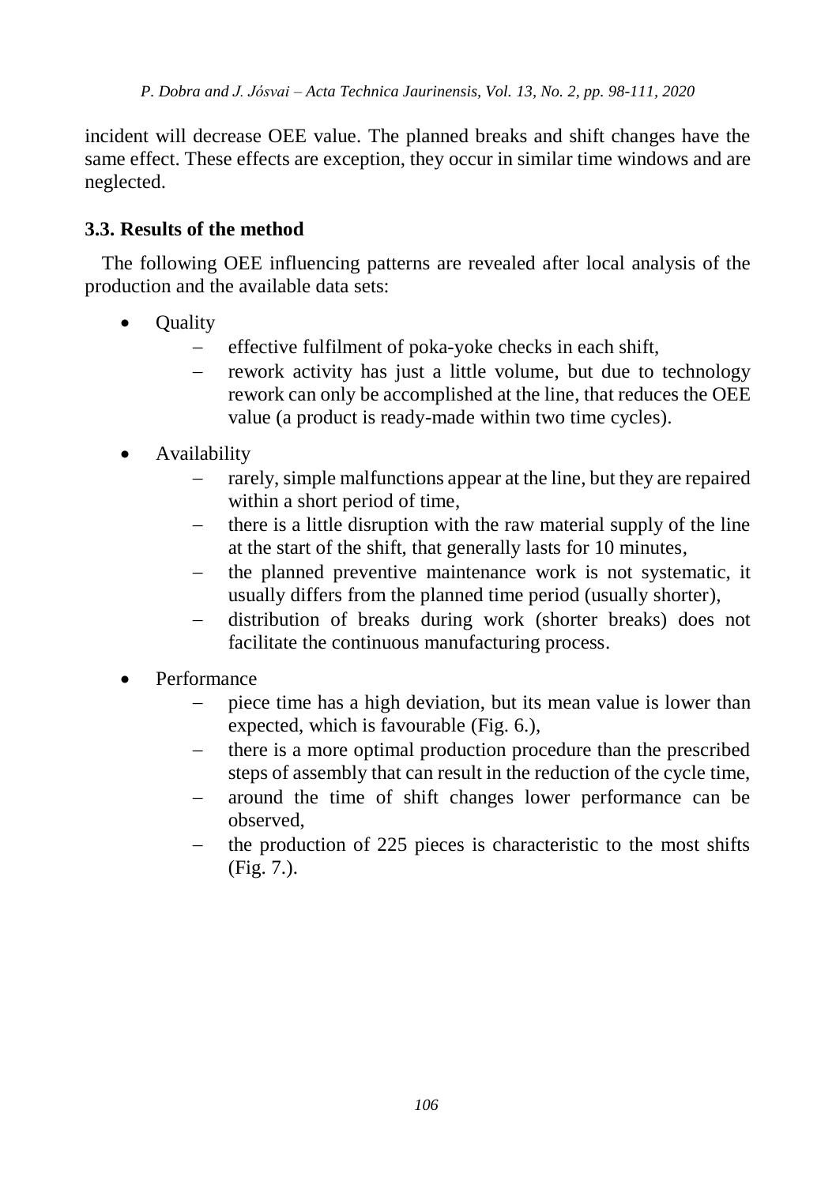incident will decrease OEE value. The planned breaks and shift changes have the same effect. These effects are exception, they occur in similar time windows and are neglected.

### 3.3. Results of the method

The following OEE influencing patterns are revealed after local analysis of the production and the available data sets:

- Quality
  - effective fulfilment of poka-yoke checks in each shift,
  - rework activity has just a little volume, but due to technology rework can only be accomplished at the line, that reduces the OEE value (a product is ready-made within two time cycles).
- Availability
  - rarely, simple malfunctions appear at the line, but they are repaired within a short period of time,
  - there is a little disruption with the raw material supply of the line at the start of the shift, that generally lasts for 10 minutes,
  - the planned preventive maintenance work is not systematic, it usually differs from the planned time period (usually shorter),
  - distribution of breaks during work (shorter breaks) does not facilitate the continuous manufacturing process.
- Performance
  - piece time has a high deviation, but its mean value is lower than expected, which is favourable (Fig. 6.),
  - there is a more optimal production procedure than the prescribed steps of assembly that can result in the reduction of the cycle time,
  - around the time of shift changes lower performance can be observed,
  - the production of 225 pieces is characteristic to the most shifts (Fig. 7.).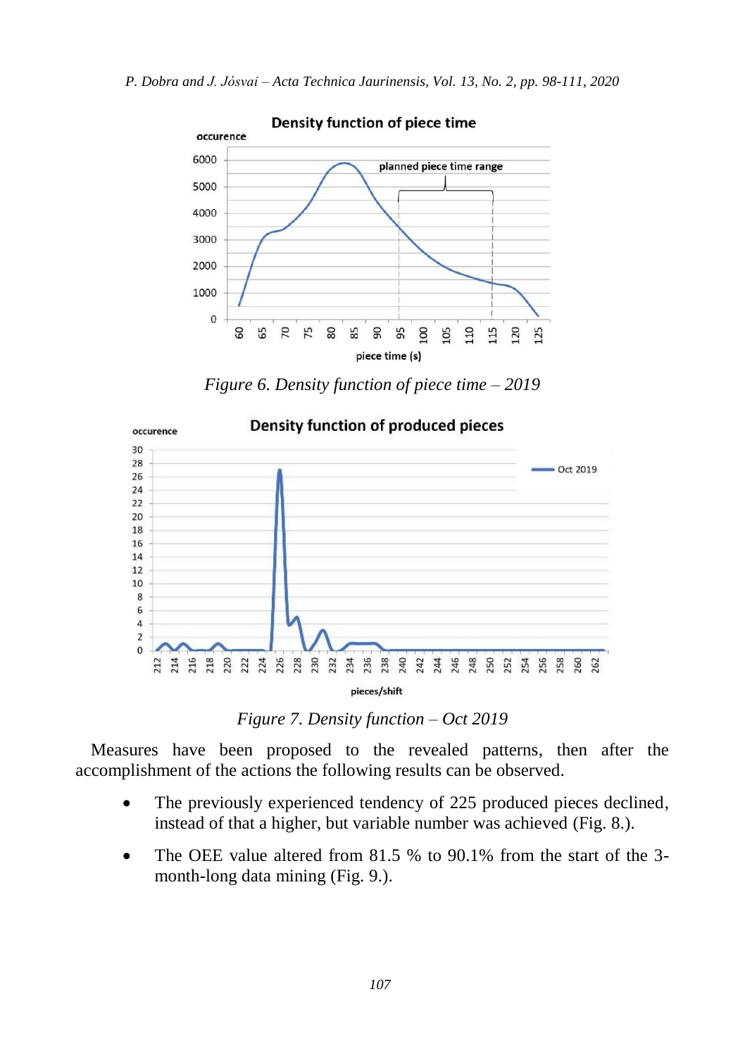*Figure 6. Density function of piece time – 2019*

*Figure 7. Density function – Oct 2019*

Measures have been proposed to the revealed patterns, then after the accomplishment of the actions the following results can be observed.

- The previously experienced tendency of 225 produced pieces declined, instead of that a higher, but variable number was achieved (Fig. 8.).
- The OEE value altered from 81.5 % to 90.1% from the start of the 3-month-long data mining (Fig. 9.).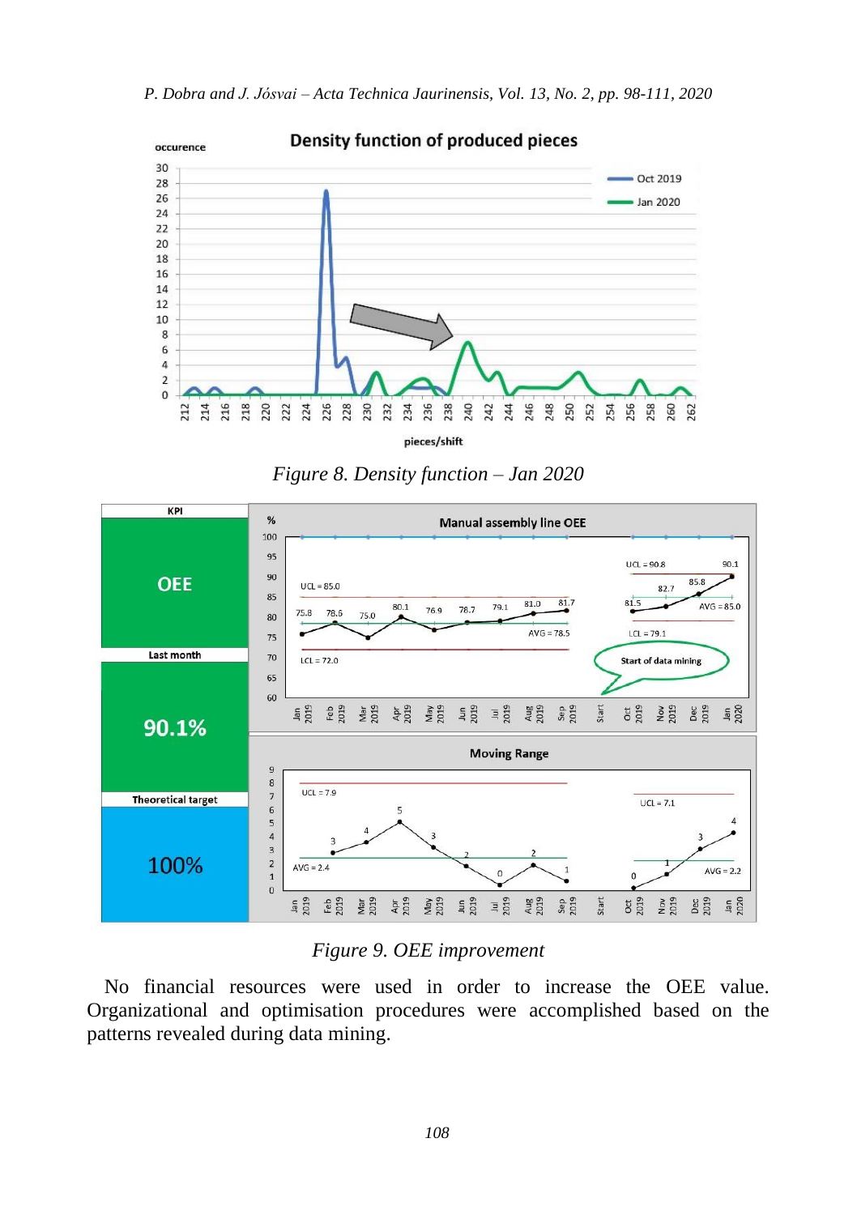*Figure 8. Density function – Jan 2020*

*Figure 9. OEE improvement*

No financial resources were used in order to increase the OEE value. Organizational and optimisation procedures were accomplished based on the patterns revealed during data mining.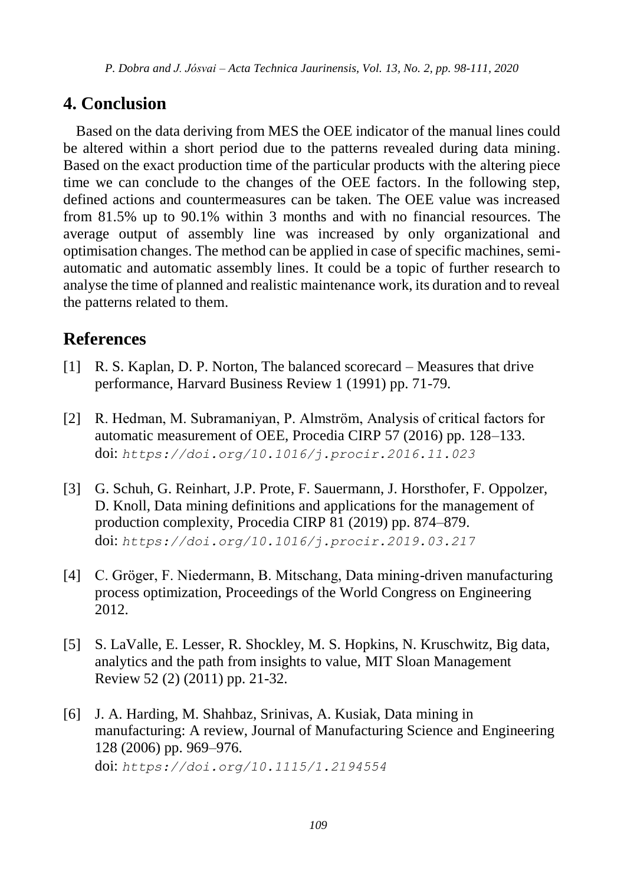## 4. Conclusion

Based on the data deriving from MES the OEE indicator of the manual lines could be altered within a short period due to the patterns revealed during data mining. Based on the exact production time of the particular products with the altering piece time we can conclude to the changes of the OEE factors. In the following step, defined actions and countermeasures can be taken. The OEE value was increased from 81.5% up to 90.1% within 3 months and with no financial resources. The average output of assembly line was increased by only organizational and optimisation changes. The method can be applied in case of specific machines, semi-automatic and automatic assembly lines. It could be a topic of further research to analyse the time of planned and realistic maintenance work, its duration and to reveal the patterns related to them.

## References

[1] R. S. Kaplan, D. P. Norton, The balanced scorecard – Measures that drive performance, Harvard Business Review 1 (1991) pp. 71-79.

[2] R. Hedman, M. Subramaniyan, P. Almström, Analysis of critical factors for automatic measurement of OEE, Procedia CIRP 57 (2016) pp. 128–133. doi: `https://doi.org/10.1016/j.procir.2016.11.023`

[3] G. Schuh, G. Reinhart, J.P. Prote, F. Sauermann, J. Horsthofer, F. Oppolzer, D. Knoll, Data mining definitions and applications for the management of production complexity, Procedia CIRP 81 (2019) pp. 874–879. doi: `https://doi.org/10.1016/j.procir.2019.03.217`

[4] C. Gröger, F. Niedermann, B. Mitschang, Data mining-driven manufacturing process optimization, Proceedings of the World Congress on Engineering 2012.

[5] S. LaValle, E. Lesser, R. Shockley, M. S. Hopkins, N. Kruschwitz, Big data, analytics and the path from insights to value, MIT Sloan Management Review 52 (2) (2011) pp. 21-32.

[6] J. A. Harding, M. Shahbaz, Srinivas, A. Kusiak, Data mining in manufacturing: A review, Journal of Manufacturing Science and Engineering 128 (2006) pp. 969–976. doi: `https://doi.org/10.1115/1.2194554`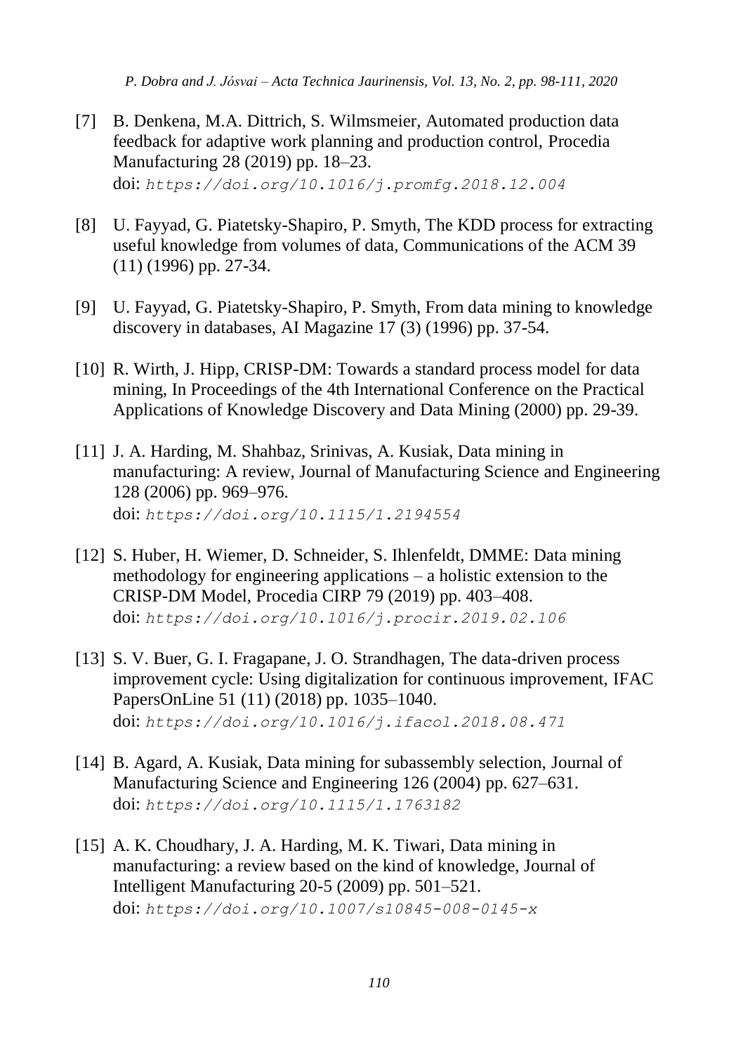[7] B. Denkena, M.A. Dittrich, S. Wilmsmeier, Automated production data feedback for adaptive work planning and production control, Procedia Manufacturing 28 (2019) pp. 18–23.
doi: `https://doi.org/10.1016/j.promfg.2018.12.004`

[8] U. Fayyad, G. Piatetsky-Shapiro, P. Smyth, The KDD process for extracting useful knowledge from volumes of data, Communications of the ACM 39 (11) (1996) pp. 27-34.

[9] U. Fayyad, G. Piatetsky-Shapiro, P. Smyth, From data mining to knowledge discovery in databases, AI Magazine 17 (3) (1996) pp. 37-54.

[10] R. Wirth, J. Hipp, CRISP-DM: Towards a standard process model for data mining, In Proceedings of the 4th International Conference on the Practical Applications of Knowledge Discovery and Data Mining (2000) pp. 29-39.

[11] J. A. Harding, M. Shahbaz, Srinivas, A. Kusiak, Data mining in manufacturing: A review, Journal of Manufacturing Science and Engineering 128 (2006) pp. 969–976.
doi: `https://doi.org/10.1115/1.2194554`

[12] S. Huber, H. Wiemer, D. Schneider, S. Ihlenfeldt, DMME: Data mining methodology for engineering applications – a holistic extension to the CRISP-DM Model, Procedia CIRP 79 (2019) pp. 403–408.
doi: `https://doi.org/10.1016/j.procir.2019.02.106`

[13] S. V. Buer, G. I. Fragapane, J. O. Strandhagen, The data-driven process improvement cycle: Using digitalization for continuous improvement, IFAC PapersOnLine 51 (11) (2018) pp. 1035–1040.
doi: `https://doi.org/10.1016/j.ifacol.2018.08.471`

[14] B. Agard, A. Kusiak, Data mining for subassembly selection, Journal of Manufacturing Science and Engineering 126 (2004) pp. 627–631.
doi: `https://doi.org/10.1115/1.1763182`

[15] A. K. Choudhary, J. A. Harding, M. K. Tiwari, Data mining in manufacturing: a review based on the kind of knowledge, Journal of Intelligent Manufacturing 20-5 (2009) pp. 501–521.
doi: `https://doi.org/10.1007/s10845-008-0145-x`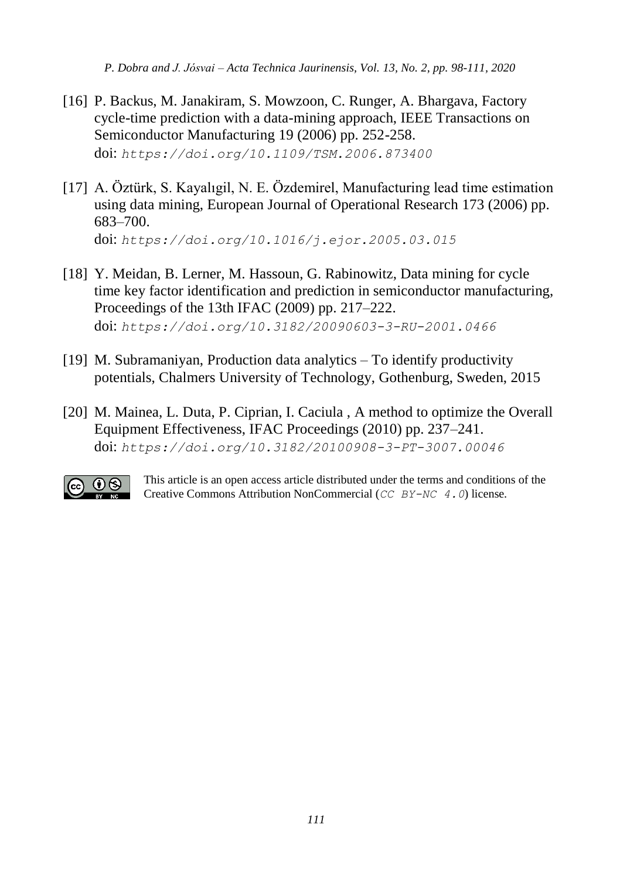[16] P. Backus, M. Janakiram, S. Mowzoon, C. Runger, A. Bhargava, Factory cycle-time prediction with a data-mining approach, IEEE Transactions on Semiconductor Manufacturing 19 (2006) pp. 252-258.
doi: `https://doi.org/10.1109/TSM.2006.873400`

[17] A. Öztürk, S. Kayalıgil, N. E. Özdemirel, Manufacturing lead time estimation using data mining, European Journal of Operational Research 173 (2006) pp. 683–700.
doi: `https://doi.org/10.1016/j.ejor.2005.03.015`

[18] Y. Meidan, B. Lerner, M. Hassoun, G. Rabinowitz, Data mining for cycle time key factor identification and prediction in semiconductor manufacturing, Proceedings of the 13th IFAC (2009) pp. 217–222.
doi: `https://doi.org/10.3182/20090603-3-RU-2001.0466`

[19] M. Subramaniyan, Production data analytics – To identify productivity potentials, Chalmers University of Technology, Gothenburg, Sweden, 2015

[20] M. Mainea, L. Duta, P. Ciprian, I. Caciula , A method to optimize the Overall Equipment Effectiveness, IFAC Proceedings (2010) pp. 237–241.
doi: `https://doi.org/10.3182/20100908-3-PT-3007.00046`

This article is an open access article distributed under the terms and conditions of the Creative Commons Attribution NonCommercial (*CC BY-NC 4.0*) license.